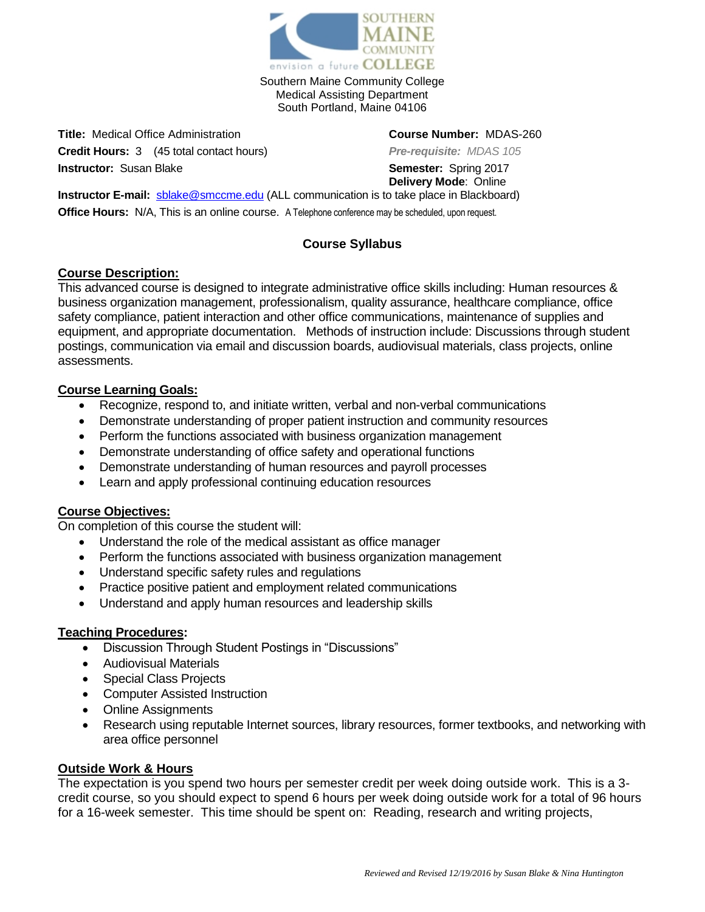Southern Maine Community College
Medical Assisting Department
South Portland, Maine 04106

**Title:** Medical Office Administration
**Credit Hours:** 3 (45 total contact hours)
**Instructor:** Susan Blake

**Course Number:** MDAS-260
***Pre-requisite:*** *MDAS 105*
**Semester:** Spring 2017
**Delivery Mode**: Online

**Instructor E-mail:** sblake@smccme.edu (ALL communication is to take place in Blackboard)
**Office Hours:** N/A, This is an online course. A Telephone conference may be scheduled, upon request.

## Course Syllabus

### Course Description:

This advanced course is designed to integrate administrative office skills including: Human resources & business organization management, professionalism, quality assurance, healthcare compliance, office safety compliance, patient interaction and other office communications, maintenance of supplies and equipment, and appropriate documentation. Methods of instruction include: Discussions through student postings, communication via email and discussion boards, audiovisual materials, class projects, online assessments.

### Course Learning Goals:

- Recognize, respond to, and initiate written, verbal and non-verbal communications
- Demonstrate understanding of proper patient instruction and community resources
- Perform the functions associated with business organization management
- Demonstrate understanding of office safety and operational functions
- Demonstrate understanding of human resources and payroll processes
- Learn and apply professional continuing education resources

### Course Objectives:

On completion of this course the student will:

- Understand the role of the medical assistant as office manager
- Perform the functions associated with business organization management
- Understand specific safety rules and regulations
- Practice positive patient and employment related communications
- Understand and apply human resources and leadership skills

### Teaching Procedures:

- Discussion Through Student Postings in "Discussions"
- Audiovisual Materials
- Special Class Projects
- Computer Assisted Instruction
- Online Assignments
- Research using reputable Internet sources, library resources, former textbooks, and networking with area office personnel

### Outside Work & Hours

The expectation is you spend two hours per semester credit per week doing outside work. This is a 3-credit course, so you should expect to spend 6 hours per week doing outside work for a total of 96 hours for a 16-week semester. This time should be spent on: Reading, research and writing projects,

*Reviewed and Revised 12/19/2016 by Susan Blake & Nina Huntington*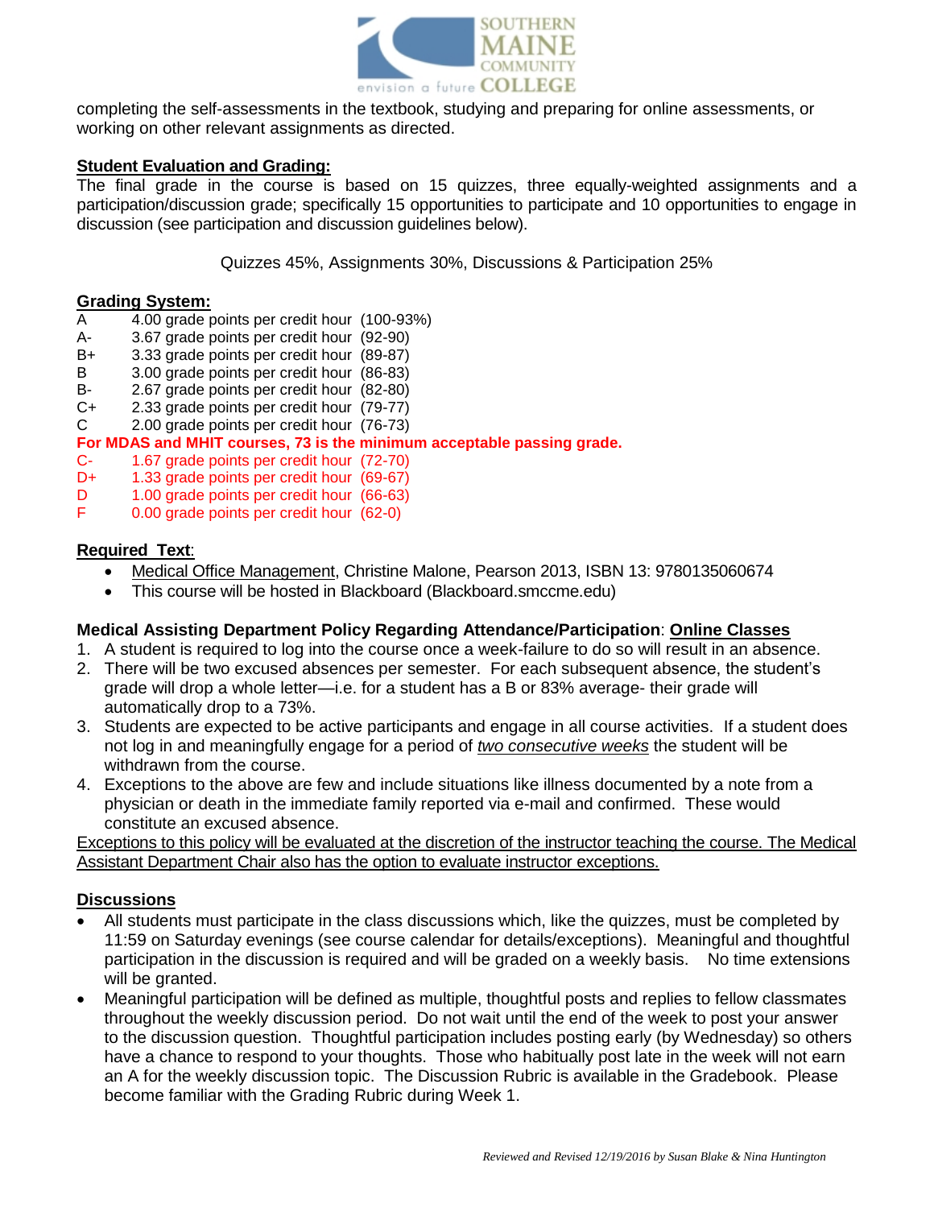completing the self-assessments in the textbook, studying and preparing for online assessments, or working on other relevant assignments as directed.

**Student Evaluation and Grading:**

The final grade in the course is based on 15 quizzes, three equally-weighted assignments and a participation/discussion grade; specifically 15 opportunities to participate and 10 opportunities to engage in discussion (see participation and discussion guidelines below).

Quizzes 45%, Assignments 30%, Discussions & Participation 25%

**Grading System:**

| | | |
|---|---|---|
| A | 4.00 grade points per credit hour | (100-93%) |
| A- | 3.67 grade points per credit hour | (92-90) |
| B+ | 3.33 grade points per credit hour | (89-87) |
| B | 3.00 grade points per credit hour | (86-83) |
| B- | 2.67 grade points per credit hour | (82-80) |
| C+ | 2.33 grade points per credit hour | (79-77) |
| C | 2.00 grade points per credit hour | (76-73) |

**For MDAS and MHIT courses, 73 is the minimum acceptable passing grade.**

| | | |
|---|---|---|
| C- | 1.67 grade points per credit hour | (72-70) |
| D+ | 1.33 grade points per credit hour | (69-67) |
| D | 1.00 grade points per credit hour | (66-63) |
| F | 0.00 grade points per credit hour | (62-0) |

**Required Text:**

- Medical Office Management, Christine Malone, Pearson 2013, ISBN 13: 9780135060674
- This course will be hosted in Blackboard (Blackboard.smccme.edu)

**Medical Assisting Department Policy Regarding Attendance/Participation: Online Classes**

1. A student is required to log into the course once a week-failure to do so will result in an absence.
2. There will be two excused absences per semester. For each subsequent absence, the student's grade will drop a whole letter—i.e. for a student has a B or 83% average- their grade will automatically drop to a 73%.
3. Students are expected to be active participants and engage in all course activities. If a student does not log in and meaningfully engage for a period of *two consecutive weeks* the student will be withdrawn from the course.
4. Exceptions to the above are few and include situations like illness documented by a note from a physician or death in the immediate family reported via e-mail and confirmed. These would constitute an excused absence.

Exceptions to this policy will be evaluated at the discretion of the instructor teaching the course. The Medical Assistant Department Chair also has the option to evaluate instructor exceptions.

**Discussions**

- All students must participate in the class discussions which, like the quizzes, must be completed by 11:59 on Saturday evenings (see course calendar for details/exceptions). Meaningful and thoughtful participation in the discussion is required and will be graded on a weekly basis. No time extensions will be granted.
- Meaningful participation will be defined as multiple, thoughtful posts and replies to fellow classmates throughout the weekly discussion period. Do not wait until the end of the week to post your answer to the discussion question. Thoughtful participation includes posting early (by Wednesday) so others have a chance to respond to your thoughts. Those who habitually post late in the week will not earn an A for the weekly discussion topic. The Discussion Rubric is available in the Gradebook. Please become familiar with the Grading Rubric during Week 1.

*Reviewed and Revised 12/19/2016 by Susan Blake & Nina Huntington*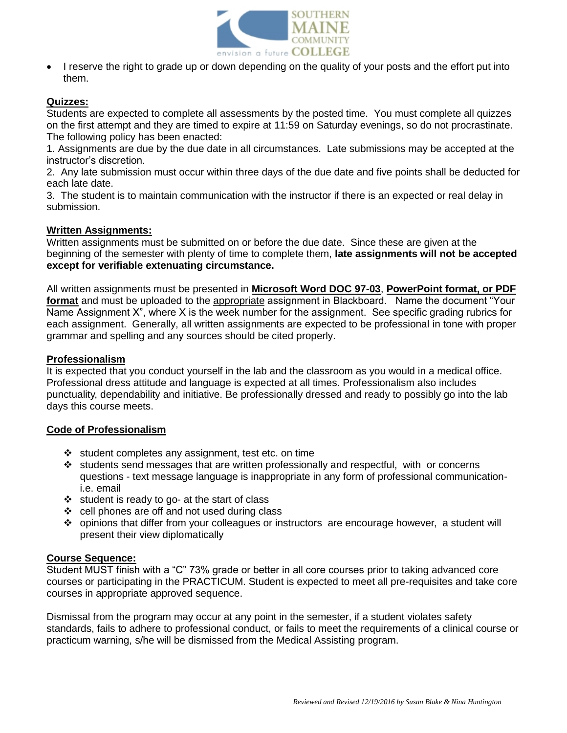- I reserve the right to grade up or down depending on the quality of your posts and the effort put into them.

**Quizzes:**

Students are expected to complete all assessments by the posted time. You must complete all quizzes on the first attempt and they are timed to expire at 11:59 on Saturday evenings, so do not procrastinate. The following policy has been enacted:

1. Assignments are due by the due date in all circumstances. Late submissions may be accepted at the instructor's discretion.
2. Any late submission must occur within three days of the due date and five points shall be deducted for each late date.
3. The student is to maintain communication with the instructor if there is an expected or real delay in submission.

**Written Assignments:**

Written assignments must be submitted on or before the due date. Since these are given at the beginning of the semester with plenty of time to complete them, **late assignments will not be accepted except for verifiable extenuating circumstance.**

All written assignments must be presented in **Microsoft Word DOC 97-03**, **PowerPoint format, or PDF format** and must be uploaded to the appropriate assignment in Blackboard. Name the document "Your Name Assignment X", where X is the week number for the assignment. See specific grading rubrics for each assignment. Generally, all written assignments are expected to be professional in tone with proper grammar and spelling and any sources should be cited properly.

**Professionalism**

It is expected that you conduct yourself in the lab and the classroom as you would in a medical office. Professional dress attitude and language is expected at all times. Professionalism also includes punctuality, dependability and initiative. Be professionally dressed and ready to possibly go into the lab days this course meets.

**Code of Professionalism**

- student completes any assignment, test etc. on time
- students send messages that are written professionally and respectful, with or concerns questions - text message language is inappropriate in any form of professional communication- i.e. email
- student is ready to go- at the start of class
- cell phones are off and not used during class
- opinions that differ from your colleagues or instructors are encourage however, a student will present their view diplomatically

**Course Sequence:**

Student MUST finish with a "C" 73% grade or better in all core courses prior to taking advanced core courses or participating in the PRACTICUM. Student is expected to meet all pre-requisites and take core courses in appropriate approved sequence.

Dismissal from the program may occur at any point in the semester, if a student violates safety standards, fails to adhere to professional conduct, or fails to meet the requirements of a clinical course or practicum warning, s/he will be dismissed from the Medical Assisting program.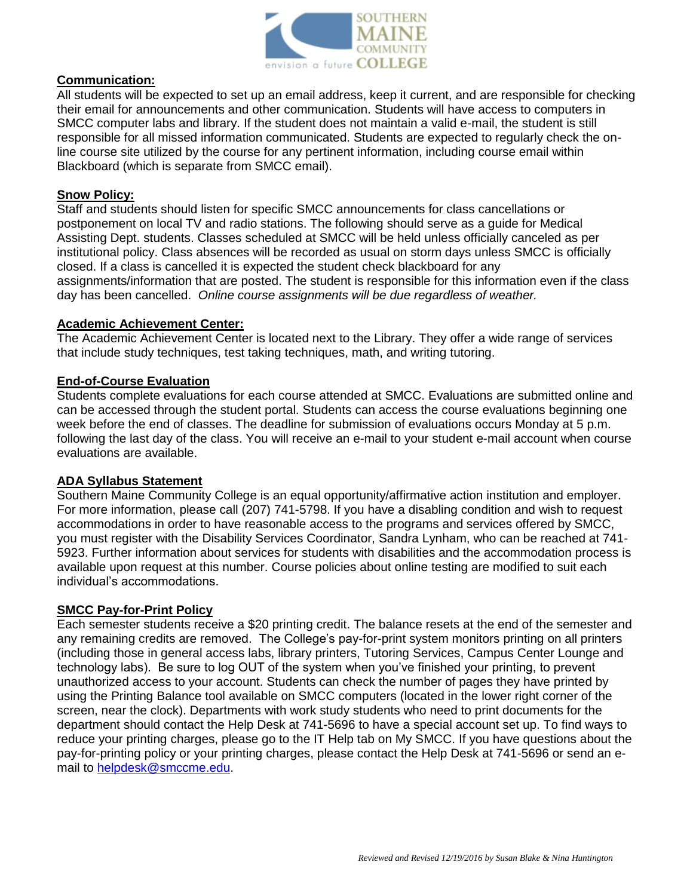## Communication:

All students will be expected to set up an email address, keep it current, and are responsible for checking their email for announcements and other communication. Students will have access to computers in SMCC computer labs and library. If the student does not maintain a valid e-mail, the student is still responsible for all missed information communicated. Students are expected to regularly check the on-line course site utilized by the course for any pertinent information, including course email within Blackboard (which is separate from SMCC email).

## Snow Policy:

Staff and students should listen for specific SMCC announcements for class cancellations or postponement on local TV and radio stations. The following should serve as a guide for Medical Assisting Dept. students. Classes scheduled at SMCC will be held unless officially canceled as per institutional policy. Class absences will be recorded as usual on storm days unless SMCC is officially closed. If a class is cancelled it is expected the student check blackboard for any assignments/information that are posted. The student is responsible for this information even if the class day has been cancelled. *Online course assignments will be due regardless of weather.*

## Academic Achievement Center:

The Academic Achievement Center is located next to the Library. They offer a wide range of services that include study techniques, test taking techniques, math, and writing tutoring.

## End-of-Course Evaluation

Students complete evaluations for each course attended at SMCC. Evaluations are submitted online and can be accessed through the student portal. Students can access the course evaluations beginning one week before the end of classes. The deadline for submission of evaluations occurs Monday at 5 p.m. following the last day of the class. You will receive an e-mail to your student e-mail account when course evaluations are available.

## ADA Syllabus Statement

Southern Maine Community College is an equal opportunity/affirmative action institution and employer. For more information, please call (207) 741-5798. If you have a disabling condition and wish to request accommodations in order to have reasonable access to the programs and services offered by SMCC, you must register with the Disability Services Coordinator, Sandra Lynham, who can be reached at 741-5923. Further information about services for students with disabilities and the accommodation process is available upon request at this number. Course policies about online testing are modified to suit each individual's accommodations.

## SMCC Pay-for-Print Policy

Each semester students receive a $20 printing credit. The balance resets at the end of the semester and any remaining credits are removed. The College's pay-for-print system monitors printing on all printers (including those in general access labs, library printers, Tutoring Services, Campus Center Lounge and technology labs). Be sure to log OUT of the system when you've finished your printing, to prevent unauthorized access to your account. Students can check the number of pages they have printed by using the Printing Balance tool available on SMCC computers (located in the lower right corner of the screen, near the clock). Departments with work study students who need to print documents for the department should contact the Help Desk at 741-5696 to have a special account set up. To find ways to reduce your printing charges, please go to the IT Help tab on My SMCC. If you have questions about the pay-for-printing policy or your printing charges, please contact the Help Desk at 741-5696 or send an e-mail to helpdesk@smccme.edu.

*Reviewed and Revised 12/19/2016 by Susan Blake & Nina Huntington*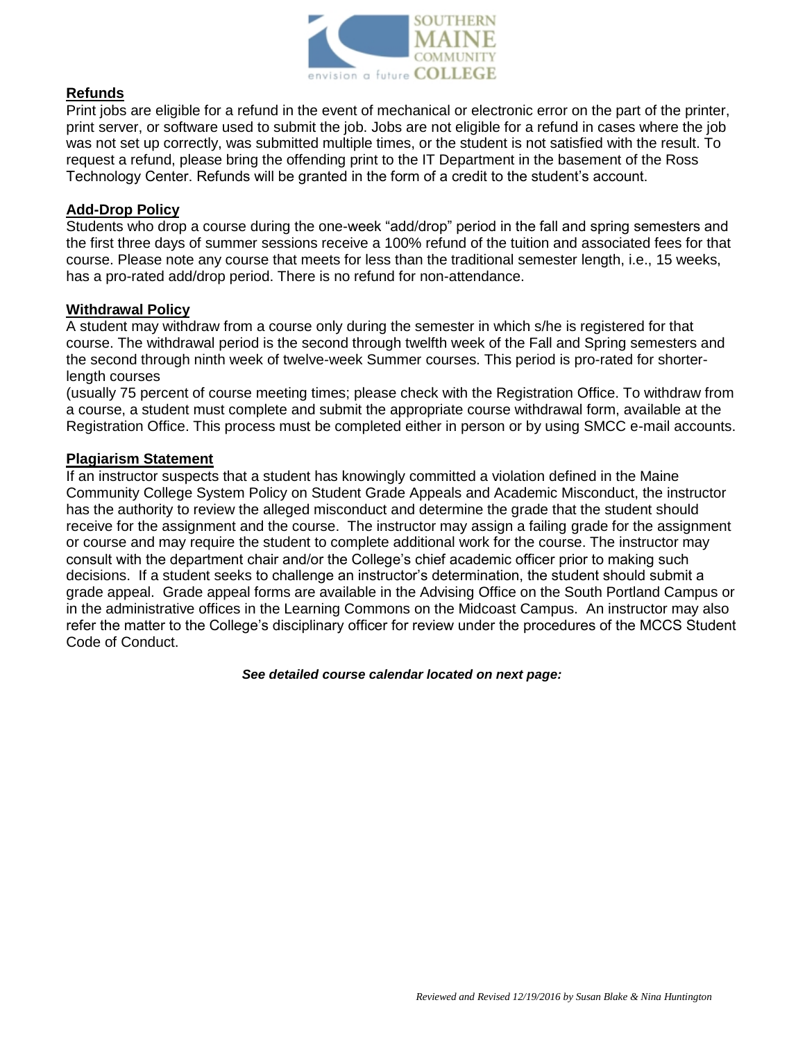## Refunds

Print jobs are eligible for a refund in the event of mechanical or electronic error on the part of the printer, print server, or software used to submit the job. Jobs are not eligible for a refund in cases where the job was not set up correctly, was submitted multiple times, or the student is not satisfied with the result. To request a refund, please bring the offending print to the IT Department in the basement of the Ross Technology Center. Refunds will be granted in the form of a credit to the student's account.

## Add-Drop Policy

Students who drop a course during the one-week "add/drop" period in the fall and spring semesters and the first three days of summer sessions receive a 100% refund of the tuition and associated fees for that course. Please note any course that meets for less than the traditional semester length, i.e., 15 weeks, has a pro-rated add/drop period. There is no refund for non-attendance.

## Withdrawal Policy

A student may withdraw from a course only during the semester in which s/he is registered for that course. The withdrawal period is the second through twelfth week of the Fall and Spring semesters and the second through ninth week of twelve-week Summer courses. This period is pro-rated for shorter-length courses

(usually 75 percent of course meeting times; please check with the Registration Office. To withdraw from a course, a student must complete and submit the appropriate course withdrawal form, available at the Registration Office. This process must be completed either in person or by using SMCC e-mail accounts.

## Plagiarism Statement

If an instructor suspects that a student has knowingly committed a violation defined in the Maine Community College System Policy on Student Grade Appeals and Academic Misconduct, the instructor has the authority to review the alleged misconduct and determine the grade that the student should receive for the assignment and the course. The instructor may assign a failing grade for the assignment or course and may require the student to complete additional work for the course. The instructor may consult with the department chair and/or the College's chief academic officer prior to making such decisions. If a student seeks to challenge an instructor's determination, the student should submit a grade appeal. Grade appeal forms are available in the Advising Office on the South Portland Campus or in the administrative offices in the Learning Commons on the Midcoast Campus. An instructor may also refer the matter to the College's disciplinary officer for review under the procedures of the MCCS Student Code of Conduct.

***See detailed course calendar located on next page:***

*Reviewed and Revised 12/19/2016 by Susan Blake & Nina Huntington*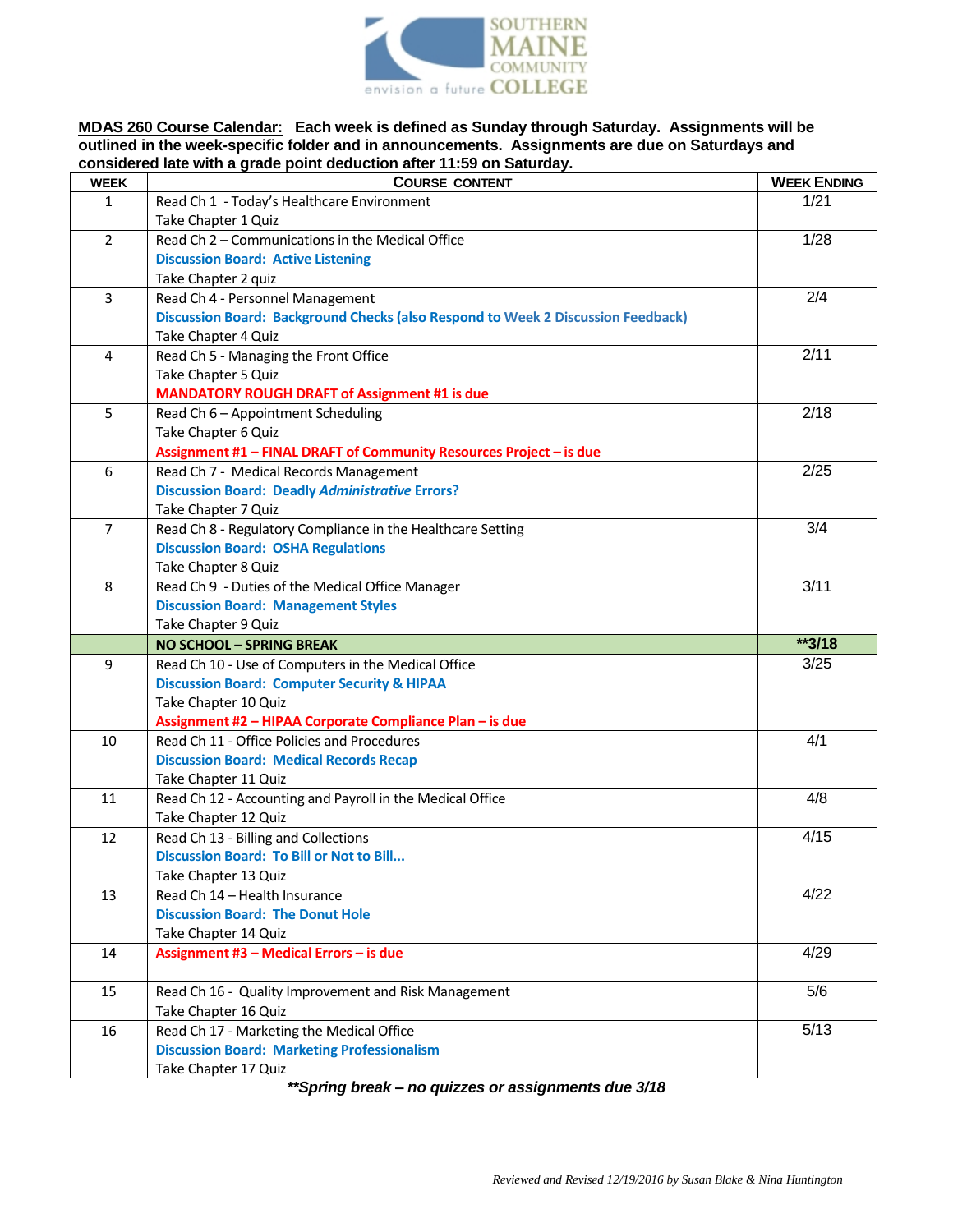SOUTHERN MAINE COMMUNITY COLLEGE

envision a future

**MDAS 260 Course Calendar: Each week is defined as Sunday through Saturday. Assignments will be outlined in the week-specific folder and in announcements. Assignments are due on Saturdays and considered late with a grade point deduction after 11:59 on Saturday.**

| WEEK | COURSE CONTENT | WEEK ENDING |
|---|---|---|
| 1 | Read Ch 1 - Today's Healthcare Environment<br>Take Chapter 1 Quiz | 1/21 |
| 2 | Read Ch 2 – Communications in the Medical Office<br>**Discussion Board: Active Listening**<br>Take Chapter 2 quiz | 1/28 |
| 3 | Read Ch 4 - Personnel Management<br>**Discussion Board: Background Checks (also Respond to Week 2 Discussion Feedback)**<br>Take Chapter 4 Quiz | 2/4 |
| 4 | Read Ch 5 - Managing the Front Office<br>Take Chapter 5 Quiz<br>**MANDATORY ROUGH DRAFT of Assignment #1 is due** | 2/11 |
| 5 | Read Ch 6 – Appointment Scheduling<br>Take Chapter 6 Quiz<br>**Assignment #1 – FINAL DRAFT of Community Resources Project – is due** | 2/18 |
| 6 | Read Ch 7 - Medical Records Management<br>**Discussion Board: Deadly *Administrative* Errors?**<br>Take Chapter 7 Quiz | 2/25 |
| 7 | Read Ch 8 - Regulatory Compliance in the Healthcare Setting<br>**Discussion Board: OSHA Regulations**<br>Take Chapter 8 Quiz | 3/4 |
| 8 | Read Ch 9 - Duties of the Medical Office Manager<br>**Discussion Board: Management Styles**<br>Take Chapter 9 Quiz | 3/11 |
| | **NO SCHOOL – SPRING BREAK** | **\*\*3/18** |
| 9 | Read Ch 10 - Use of Computers in the Medical Office<br>**Discussion Board: Computer Security & HIPAA**<br>Take Chapter 10 Quiz<br>**Assignment #2 – HIPAA Corporate Compliance Plan – is due** | 3/25 |
| 10 | Read Ch 11 - Office Policies and Procedures<br>**Discussion Board: Medical Records Recap**<br>Take Chapter 11 Quiz | 4/1 |
| 11 | Read Ch 12 - Accounting and Payroll in the Medical Office<br>Take Chapter 12 Quiz | 4/8 |
| 12 | Read Ch 13 - Billing and Collections<br>**Discussion Board: To Bill or Not to Bill...**<br>Take Chapter 13 Quiz | 4/15 |
| 13 | Read Ch 14 – Health Insurance<br>**Discussion Board: The Donut Hole**<br>Take Chapter 14 Quiz | 4/22 |
| 14 | **Assignment #3 – Medical Errors – is due** | 4/29 |
| 15 | Read Ch 16 - Quality Improvement and Risk Management<br>Take Chapter 16 Quiz | 5/6 |
| 16 | Read Ch 17 - Marketing the Medical Office<br>**Discussion Board: Marketing Professionalism**<br>Take Chapter 17 Quiz | 5/13 |

***\*\*Spring break – no quizzes or assignments due 3/18***

*Reviewed and Revised 12/19/2016 by Susan Blake & Nina Huntington*